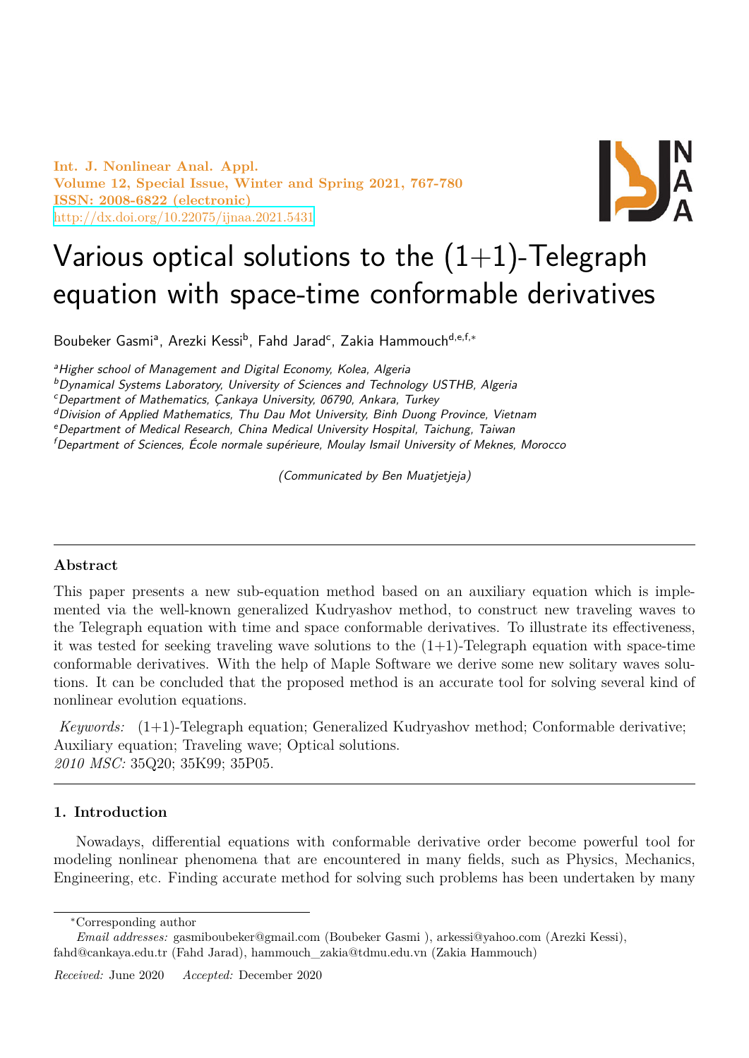# Various optical solutions to the (1+1)-Telegraph equation with space-time conformable derivatives

Boubeker Gasmi[a], Arezki Kessi[b], Fahd Jarad[c], Zakia Hammouch[d,e,f,*]

[a]*Higher school of Management and Digital Economy, Kolea, Algeria*
[b]*Dynamical Systems Laboratory, University of Sciences and Technology USTHB, Algeria*
[c]*Department of Mathematics, Çankaya University, 06790, Ankara, Turkey*
[d]*Division of Applied Mathematics, Thu Dau Mot University, Binh Duong Province, Vietnam*
[e]*Department of Medical Research, China Medical University Hospital, Taichung, Taiwan*
[f]*Department of Sciences, École normale supérieure, Moulay Ismail University of Meknes, Morocco*

*(Communicated by Ben Muatjetjeja)*

## Abstract

This paper presents a new sub-equation method based on an auxiliary equation which is implemented via the well-known generalized Kudryashov method, to construct new traveling waves to the Telegraph equation with time and space conformable derivatives. To illustrate its effectiveness, it was tested for seeking traveling wave solutions to the (1+1)-Telegraph equation with space-time conformable derivatives. With the help of Maple Software we derive some new solitary waves solutions. It can be concluded that the proposed method is an accurate tool for solving several kind of nonlinear evolution equations.

*Keywords:* (1+1)-Telegraph equation; Generalized Kudryashov method; Conformable derivative; Auxiliary equation; Traveling wave; Optical solutions.
*2010 MSC:* 35Q20; 35K99; 35P05.

## 1. Introduction

Nowadays, differential equations with conformable derivative order become powerful tool for modeling nonlinear phenomena that are encountered in many fields, such as Physics, Mechanics, Engineering, etc. Finding accurate method for solving such problems has been undertaken by many

*Corresponding author
*Email addresses:* gasmiboubeker@gmail.com (Boubeker Gasmi ), arkessi@yahoo.com (Arezki Kessi), fahd@cankaya.edu.tr (Fahd Jarad), hammouch_zakia@tdmu.edu.vn (Zakia Hammouch)

*Received:* June 2020 *Accepted:* December 2020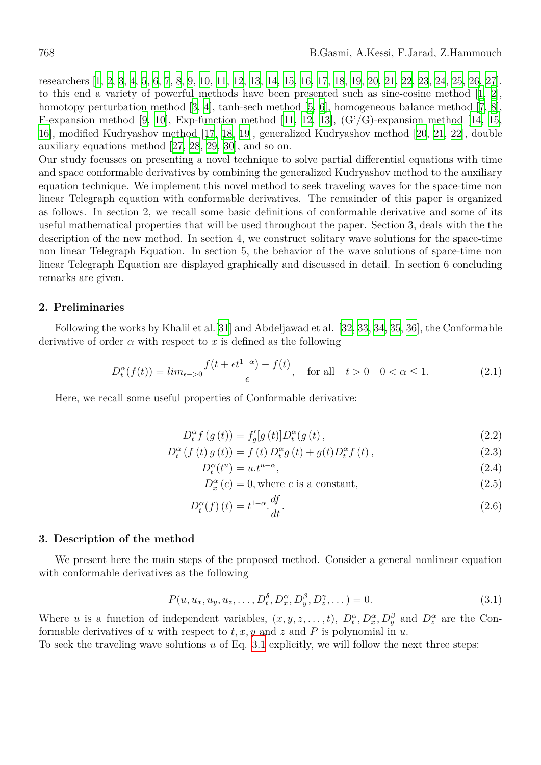researchers [1, 2, 3, 4, 5, 6, 7, 8, 9, 10, 11, 12, 13, 14, 15, 16, 17, 18, 19, 20, 21, 22, 23, 24, 25, 26, 27]. to this end a variety of powerful methods have been presented such as sine-cosine method [1, 2], homotopy perturbation method [3, 4], tanh-sech method [5, 6], homogeneous balance method [7, 8], F-expansion method [9, 10], Exp-function method [11, 12, 13], (G'/G)-expansion method [14, 15, 16], modified Kudryashov method [17, 18, 19], generalized Kudryashov method [20, 21, 22], double auxiliary equations method [27, 28, 29, 30], and so on.

Our study focusses on presenting a novel technique to solve partial differential equations with time and space conformable derivatives by combining the generalized Kudryashov method to the auxiliary equation technique. We implement this novel method to seek traveling waves for the space-time non linear Telegraph equation with conformable derivatives. The remainder of this paper is organized as follows. In section 2, we recall some basic definitions of conformable derivative and some of its useful mathematical properties that will be used throughout the paper. Section 3, deals with the the description of the new method. In section 4, we construct solitary wave solutions for the space-time non linear Telegraph Equation. In section 5, the behavior of the wave solutions of space-time non linear Telegraph Equation are displayed graphically and discussed in detail. In section 6 concluding remarks are given.

## 2. Preliminaries

Following the works by Khalil et al.[31] and Abdeljawad et al. [32, 33, 34, 35, 36], the Conformable derivative of order $\alpha$ with respect to $x$ is defined as the following

$$D_t^{\alpha}(f(t)) = lim_{\epsilon -> 0} \frac{f(t+\epsilon t^{1-\alpha}) - f(t)}{\epsilon}, \quad \text{for all} \quad t>0 \quad 0<\alpha \leq 1. \tag{2.1}$$

Here, we recall some useful properties of Conformable derivative:

$$D_t^{\alpha} f\left(g\left(t\right)\right) = f_g'[g\left(t\right)] D_t^{\alpha}(g\left(t\right), \tag{2.2}$$

$$D_t^{\alpha}\left(f\left(t\right) g\left(t\right)\right) = f\left(t\right) D_t^{\alpha} g\left(t\right) + g(t) D_t^{\alpha} f\left(t\right), \tag{2.3}$$

$$D_t^{\alpha}(t^u) = u.t^{u-\alpha}, \tag{2.4}$$

$$D_x^{\alpha}\left(c\right) = 0, \text{where } c \text{ is a constant}, \tag{2.5}$$

$$D_t^{\alpha}(f)\left(t\right) = t^{1-\alpha}.\frac{df}{dt}. \tag{2.6}$$

## 3. Description of the method

We present here the main steps of the proposed method. Consider a general nonlinear equation with conformable derivatives as the following

$$P(u, u_x, u_y, u_z, \ldots, D_t^{\delta}, D_x^{\alpha}, D_y^{\beta}, D_z^{\gamma}, \ldots) = 0. \tag{3.1}$$

Where $u$ is a function of independent variables, $(x, y, z, \ldots, t)$, $D_t^{\alpha}, D_x^{\alpha}, D_y^{\beta}$ and $D_z^{\alpha}$ are the Conformable derivatives of $u$ with respect to $t, x, y$ and $z$ and $P$ is polynomial in $u$.

To seek the traveling wave solutions $u$ of Eq. 3.1 explicitly, we will follow the next three steps: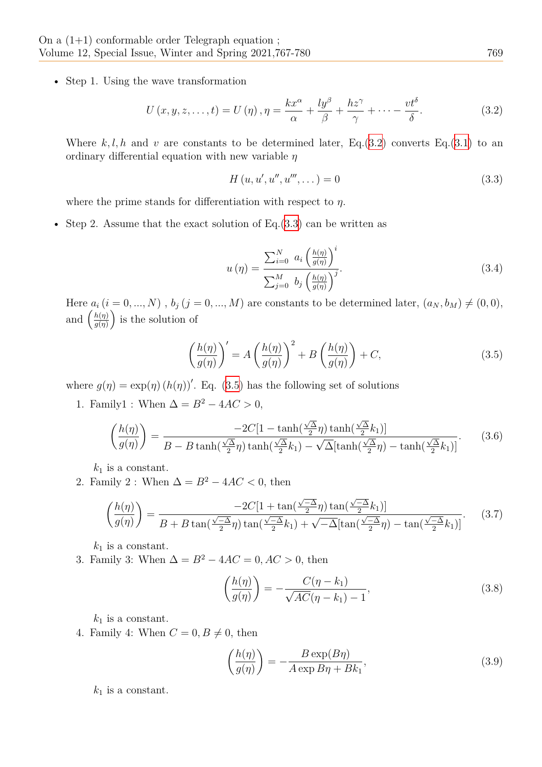- Step 1. Using the wave transformation

$$U(x, y, z, \dots, t) = U(\eta), \eta = \frac{kx^{\alpha}}{\alpha} + \frac{ly^{\beta}}{\beta} + \frac{hz^{\gamma}}{\gamma} + \dots - \frac{vt^{\delta}}{\delta}. \tag{3.2}$$

Where $k, l, h$ and $v$ are constants to be determined later, Eq.(3.2) converts Eq.(3.1) to an ordinary differential equation with new variable $\eta$

$$H(u, u', u'', u''', \dots) = 0 \tag{3.3}$$

where the prime stands for differentiation with respect to $\eta$.

- Step 2. Assume that the exact solution of Eq.(3.3) can be written as

$$u(\eta) = \frac{\sum_{i=0}^{N} a_i \left(\frac{h(\eta)}{g(\eta)}\right)^i}{\sum_{j=0}^{M} b_j \left(\frac{h(\eta)}{g(\eta)}\right)^j}. \tag{3.4}$$

Here $a_i\,(i = 0, \dots, N)$ , $b_j\,(j = 0, \dots, M)$ are constants to be determined later, $(a_N, b_M) \neq (0, 0)$, and $\left(\frac{h(\eta)}{g(\eta)}\right)$ is the solution of

$$\left(\frac{h(\eta)}{g(\eta)}\right)' = A\left(\frac{h(\eta)}{g(\eta)}\right)^2 + B\left(\frac{h(\eta)}{g(\eta)}\right) + C, \tag{3.5}$$

where $g(\eta) = \exp(\eta)\,(h(\eta))'$. Eq. (3.5) has the following set of solutions

1. Family1 : When $\Delta = B^2 - 4AC > 0$,

$$\left(\frac{h(\eta)}{g(\eta)}\right) = \frac{-2C[1 - \tanh(\frac{\sqrt{\Delta}}{2}\eta)\tanh(\frac{\sqrt{\Delta}}{2}k_1)]}{B - B\tanh(\frac{\sqrt{\Delta}}{2}\eta)\tanh(\frac{\sqrt{\Delta}}{2}k_1) - \sqrt{\Delta}[\tanh(\frac{\sqrt{\Delta}}{2}\eta) - \tanh(\frac{\sqrt{\Delta}}{2}k_1)]}. \tag{3.6}$$

$k_1$ is a constant.

2. Family 2 : When $\Delta = B^2 - 4AC < 0$, then

$$\left(\frac{h(\eta)}{g(\eta)}\right) = \frac{-2C[1 + \tan(\frac{\sqrt{-\Delta}}{2}\eta)\tan(\frac{\sqrt{-\Delta}}{2}k_1)]}{B + B\tan(\frac{\sqrt{-\Delta}}{2}\eta)\tan(\frac{\sqrt{-\Delta}}{2}k_1) + \sqrt{-\Delta}[\tan(\frac{\sqrt{-\Delta}}{2}\eta) - \tan(\frac{\sqrt{-\Delta}}{2}k_1)]}. \tag{3.7}$$

$k_1$ is a constant.

3. Family 3: When $\Delta = B^2 - 4AC = 0, AC > 0$, then

$$\left(\frac{h(\eta)}{g(\eta)}\right) = -\frac{C(\eta - k_1)}{\sqrt{AC}(\eta - k_1) - 1}, \tag{3.8}$$

$k_1$ is a constant.

4. Family 4: When $C = 0, B \neq 0$, then

$$\left(\frac{h(\eta)}{g(\eta)}\right) = -\frac{B\exp(B\eta)}{A\exp B\eta + Bk_1}, \tag{3.9}$$

$k_1$ is a constant.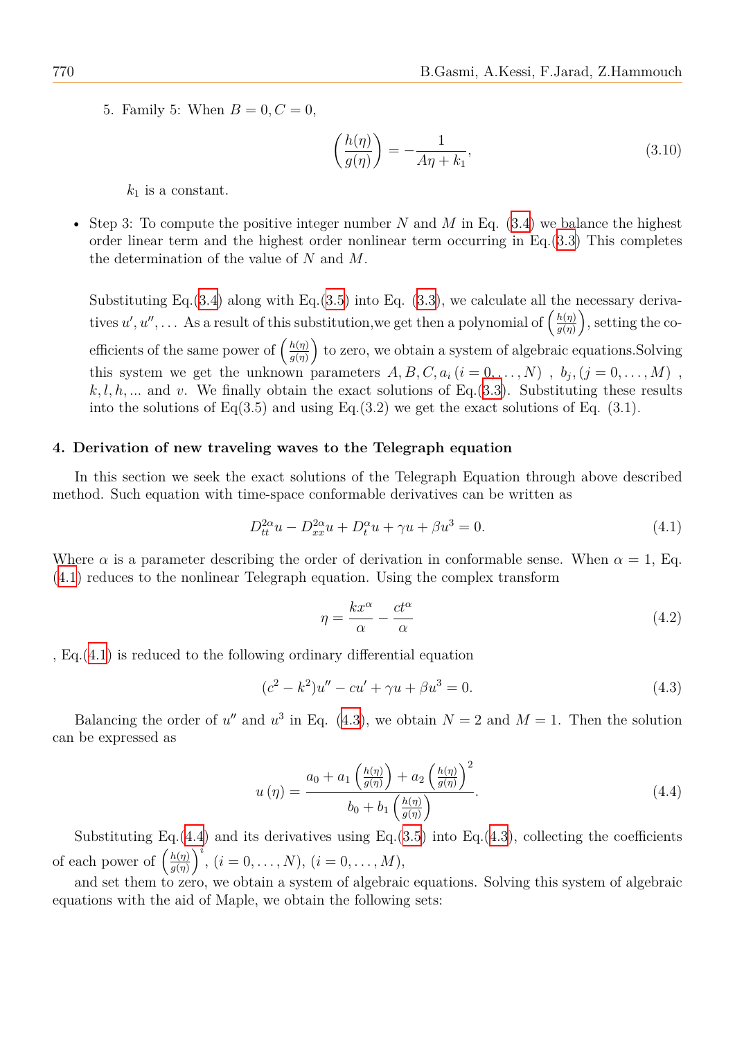5. Family 5: When $B = 0, C = 0$,

$$\left(\frac{h(\eta)}{g(\eta)}\right) = -\frac{1}{A\eta + k_1}, \tag{3.10}$$

$k_1$ is a constant.

- Step 3: To compute the positive integer number $N$ and $M$ in Eq. (3.4) we balance the highest order linear term and the highest order nonlinear term occurring in Eq.(3.3) This completes the determination of the value of $N$ and $M$.

  Substituting Eq.(3.4) along with Eq.(3.5) into Eq. (3.3), we calculate all the necessary derivatives $u', u'', \ldots$ As a result of this substitution,we get then a polynomial of $\left(\frac{h(\eta)}{g(\eta)}\right)$, setting the coefficients of the same power of $\left(\frac{h(\eta)}{g(\eta)}\right)$ to zero, we obtain a system of algebraic equations.Solving this system we get the unknown parameters $A, B, C, a_i\,(i = 0, \ldots, N)$ , $b_j, (j = 0, \ldots, M)$ , $k, l, h, \ldots$ and $v$. We finally obtain the exact solutions of Eq.(3.3). Substituting these results into the solutions of Eq(3.5) and using Eq.(3.2) we get the exact solutions of Eq. (3.1).

## 4. Derivation of new traveling waves to the Telegraph equation

In this section we seek the exact solutions of the Telegraph Equation through above described method. Such equation with time-space conformable derivatives can be written as

$$D_{tt}^{2\alpha} u - D_{xx}^{2\alpha} u + D_t^{\alpha} u + \gamma u + \beta u^3 = 0. \tag{4.1}$$

Where $\alpha$ is a parameter describing the order of derivation in conformable sense. When $\alpha = 1$, Eq. (4.1) reduces to the nonlinear Telegraph equation. Using the complex transform

$$\eta = \frac{kx^{\alpha}}{\alpha} - \frac{ct^{\alpha}}{\alpha} \tag{4.2}$$

, Eq.(4.1) is reduced to the following ordinary differential equation

$$(c^2 - k^2)u'' - cu' + \gamma u + \beta u^3 = 0. \tag{4.3}$$

Balancing the order of $u''$ and $u^3$ in Eq. (4.3), we obtain $N = 2$ and $M = 1$. Then the solution can be expressed as

$$u(\eta) = \frac{a_0 + a_1\left(\frac{h(\eta)}{g(\eta)}\right) + a_2\left(\frac{h(\eta)}{g(\eta)}\right)^2}{b_0 + b_1\left(\frac{h(\eta)}{g(\eta)}\right)}. \tag{4.4}$$

Substituting Eq.(4.4) and its derivatives using Eq.(3.5) into Eq.(4.3), collecting the coefficients of each power of $\left(\frac{h(\eta)}{g(\eta)}\right)^i$, $(i = 0, \ldots, N)$, $(i = 0, \ldots, M)$,

and set them to zero, we obtain a system of algebraic equations. Solving this system of algebraic equations with the aid of Maple, we obtain the following sets: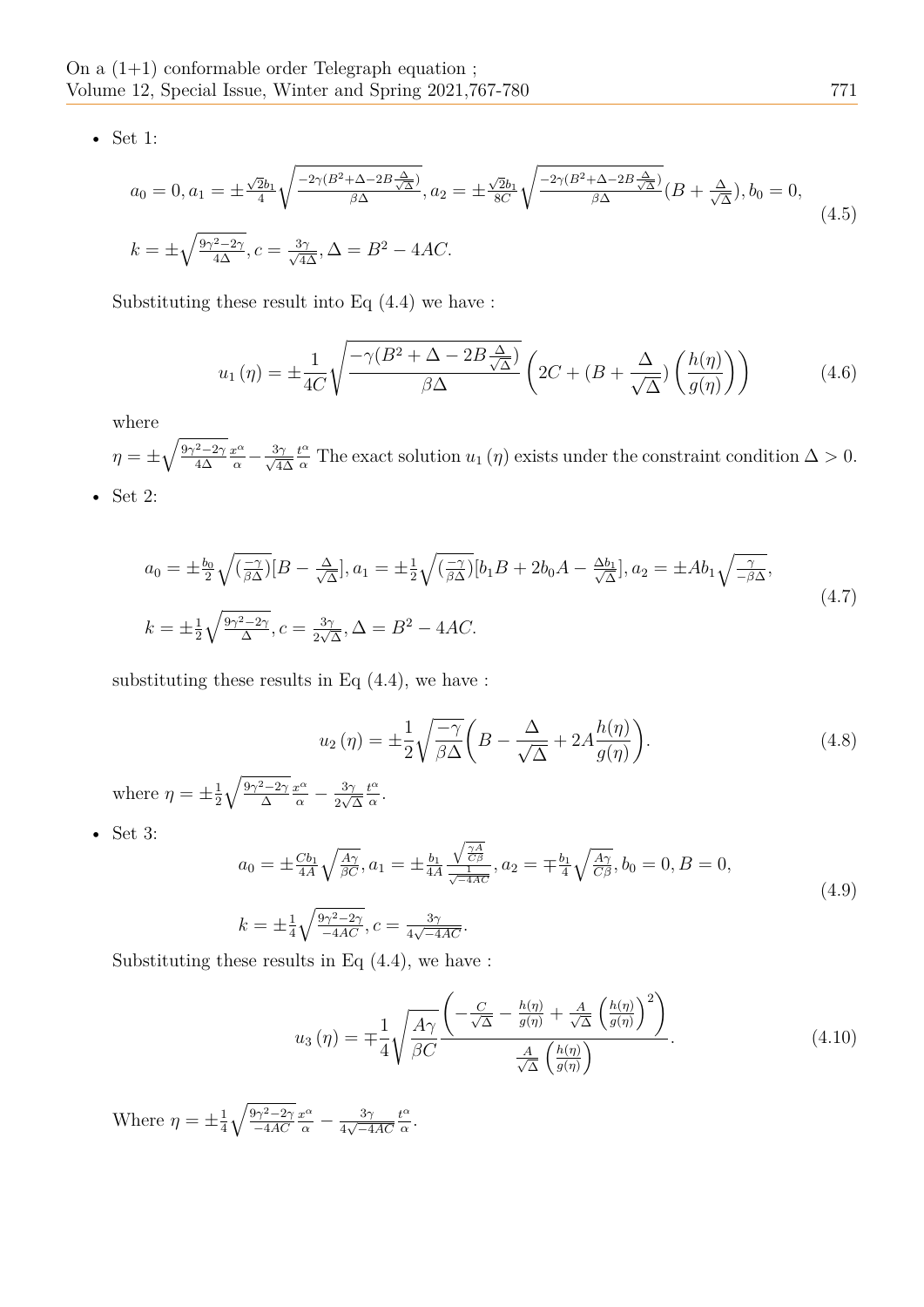- Set 1:

$$
\begin{aligned}
&a_0 = 0, a_1 = \pm\tfrac{\sqrt{2}b_1}{4}\sqrt{\tfrac{-2\gamma(B^2+\Delta-2B\frac{\Delta}{\sqrt{\Delta}})}{\beta\Delta}}, a_2 = \pm\tfrac{\sqrt{2}b_1}{8C}\sqrt{\tfrac{-2\gamma(B^2+\Delta-2B\frac{\Delta}{\sqrt{\Delta}})}{\beta\Delta}}(B+\tfrac{\Delta}{\sqrt{\Delta}}), b_0 = 0,\\
&k = \pm\sqrt{\tfrac{9\gamma^2-2\gamma}{4\Delta}}, c = \tfrac{3\gamma}{\sqrt{4\Delta}}, \Delta = B^2-4AC.
\end{aligned}
\tag{4.5}
$$

Substituting these result into Eq (4.4) we have :

$$
u_1(\eta) = \pm\frac{1}{4C}\sqrt{\frac{-\gamma(B^2+\Delta-2B\frac{\Delta}{\sqrt{\Delta}})}{\beta\Delta}}\left(2C + (B+\frac{\Delta}{\sqrt{\Delta}})\left(\frac{h(\eta)}{g(\eta)}\right)\right) \tag{4.6}
$$

where

$\eta = \pm\sqrt{\frac{9\gamma^2-2\gamma}{4\Delta}}\frac{x^\alpha}{\alpha} - \frac{3\gamma}{\sqrt{4\Delta}}\frac{t^\alpha}{\alpha}$ The exact solution $u_1(\eta)$ exists under the constraint condition $\Delta > 0$.

- Set 2:

$$
\begin{aligned}
&a_0 = \pm\tfrac{b_0}{2}\sqrt{(\tfrac{-\gamma}{\beta\Delta})}[B-\tfrac{\Delta}{\sqrt{\Delta}}], a_1 = \pm\tfrac{1}{2}\sqrt{(\tfrac{-\gamma}{\beta\Delta})}[b_1B+2b_0A-\tfrac{\Delta b_1}{\sqrt{\Delta}}], a_2 = \pm Ab_1\sqrt{\tfrac{\gamma}{-\beta\Delta}},\\
&k = \pm\tfrac{1}{2}\sqrt{\tfrac{9\gamma^2-2\gamma}{\Delta}}, c = \tfrac{3\gamma}{2\sqrt{\Delta}}, \Delta = B^2-4AC.
\end{aligned}
\tag{4.7}
$$

substituting these results in Eq (4.4), we have :

$$
u_2(\eta) = \pm\frac{1}{2}\sqrt{\frac{-\gamma}{\beta\Delta}}\bigg(B - \frac{\Delta}{\sqrt{\Delta}} + 2A\frac{h(\eta)}{g(\eta)}\bigg). \tag{4.8}
$$

where $\eta = \pm\frac{1}{2}\sqrt{\frac{9\gamma^2-2\gamma}{\Delta}}\frac{x^\alpha}{\alpha} - \frac{3\gamma}{2\sqrt{\Delta}}\frac{t^\alpha}{\alpha}$.

- Set 3:

$$
\begin{aligned}
&a_0 = \pm\tfrac{Cb_1}{4A}\sqrt{\tfrac{A\gamma}{\beta C}}, a_1 = \pm\tfrac{b_1}{4A}\frac{\sqrt{\frac{\gamma A}{C\beta}}}{\frac{1}{\sqrt{-4AC}}}, a_2 = \mp\tfrac{b_1}{4}\sqrt{\tfrac{A\gamma}{C\beta}}, b_0 = 0, B = 0,\\
&k = \pm\tfrac{1}{4}\sqrt{\tfrac{9\gamma^2-2\gamma}{-4AC}}, c = \tfrac{3\gamma}{4\sqrt{-4AC}}.
\end{aligned}
\tag{4.9}
$$

Substituting these results in Eq (4.4), we have :

$$
u_3(\eta) = \mp\frac{1}{4}\sqrt{\frac{A\gamma}{\beta C}}\frac{\left(-\frac{C}{\sqrt{\Delta}} - \frac{h(\eta)}{g(\eta)} + \frac{A}{\sqrt{\Delta}}\left(\frac{h(\eta)}{g(\eta)}\right)^2\right)}{\frac{A}{\sqrt{\Delta}}\left(\frac{h(\eta)}{g(\eta)}\right)}. \tag{4.10}
$$

Where $\eta = \pm\frac{1}{4}\sqrt{\frac{9\gamma^2-2\gamma}{-4AC}}\frac{x^\alpha}{\alpha} - \frac{3\gamma}{4\sqrt{-4AC}}\frac{t^\alpha}{\alpha}$.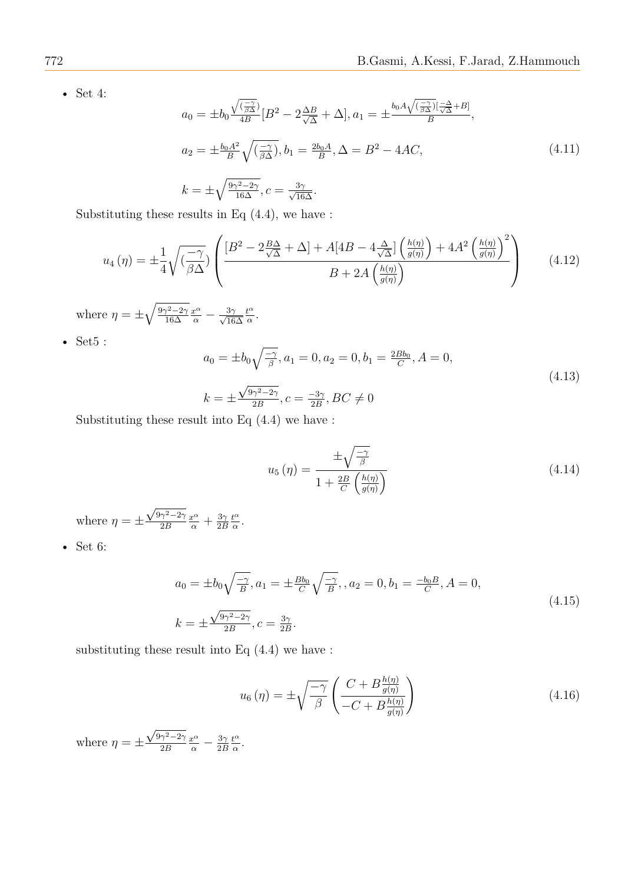- Set 4:

$$a_0 = \pm b_0 \frac{\sqrt{(\frac{-\gamma}{\beta\Delta})}}{4B}[B^2 - 2\frac{\Delta B}{\sqrt{\Delta}} + \Delta], a_1 = \pm \frac{b_0 A\sqrt{(\frac{-\gamma}{\beta\Delta})}[\frac{-\Delta}{\sqrt{\Delta}} + B]}{B},$$
$$a_2 = \pm \frac{b_0 A^2}{B}\sqrt{(\frac{-\gamma}{\beta\Delta})}, b_1 = \frac{2b_0 A}{B}, \Delta = B^2 - 4AC, \tag{4.11}$$
$$k = \pm\sqrt{\frac{9\gamma^2 - 2\gamma}{16\Delta}}, c = \frac{3\gamma}{\sqrt{16\Delta}}.$$

Substituting these results in Eq (4.4), we have :

$$u_4(\eta) = \pm\frac{1}{4}\sqrt{(\frac{-\gamma}{\beta\Delta})}\left(\frac{[B^2 - 2\frac{B\Delta}{\sqrt{\Delta}} + \Delta] + A[4B - 4\frac{\Delta}{\sqrt{\Delta}}]\left(\frac{h(\eta)}{g(\eta)}\right) + 4A^2\left(\frac{h(\eta)}{g(\eta)}\right)^2}{B + 2A\left(\frac{h(\eta)}{g(\eta)}\right)}\right) \tag{4.12}$$

where $\eta = \pm\sqrt{\frac{9\gamma^2-2\gamma}{16\Delta}}\frac{x^\alpha}{\alpha} - \frac{3\gamma}{\sqrt{16\Delta}}\frac{t^\alpha}{\alpha}$.

- Set5 :

$$a_0 = \pm b_0\sqrt{\frac{-\gamma}{\beta}}, a_1 = 0, a_2 = 0, b_1 = \frac{2Bb_0}{C}, A = 0,$$
$$k = \pm\frac{\sqrt{9\gamma^2 - 2\gamma}}{2B}, c = \frac{-3\gamma}{2B}, BC \neq 0 \tag{4.13}$$

Substituting these result into Eq (4.4) we have :

$$u_5(\eta) = \frac{\pm\sqrt{\frac{-\gamma}{\beta}}}{1 + \frac{2B}{C}\left(\frac{h(\eta)}{g(\eta)}\right)} \tag{4.14}$$

where $\eta = \pm\frac{\sqrt{9\gamma^2-2\gamma}}{2B}\frac{x^\alpha}{\alpha} + \frac{3\gamma}{2B}\frac{t^\alpha}{\alpha}$.

- Set 6:

$$a_0 = \pm b_0\sqrt{\frac{-\gamma}{B}}, a_1 = \pm\frac{Bb_0}{C}\sqrt{\frac{-\gamma}{B}},, a_2 = 0, b_1 = \frac{-b_0 B}{C}, A = 0,$$
$$k = \pm\frac{\sqrt{9\gamma^2 - 2\gamma}}{2B}, c = \frac{3\gamma}{2B}. \tag{4.15}$$

substituting these result into Eq (4.4) we have :

$$u_6(\eta) = \pm\sqrt{\frac{-\gamma}{\beta}}\left(\frac{C + B\frac{h(\eta)}{g(\eta)}}{-C + B\frac{h(\eta)}{g(\eta)}}\right) \tag{4.16}$$

where $\eta = \pm\frac{\sqrt{9\gamma^2-2\gamma}}{2B}\frac{x^\alpha}{\alpha} - \frac{3\gamma}{2B}\frac{t^\alpha}{\alpha}$.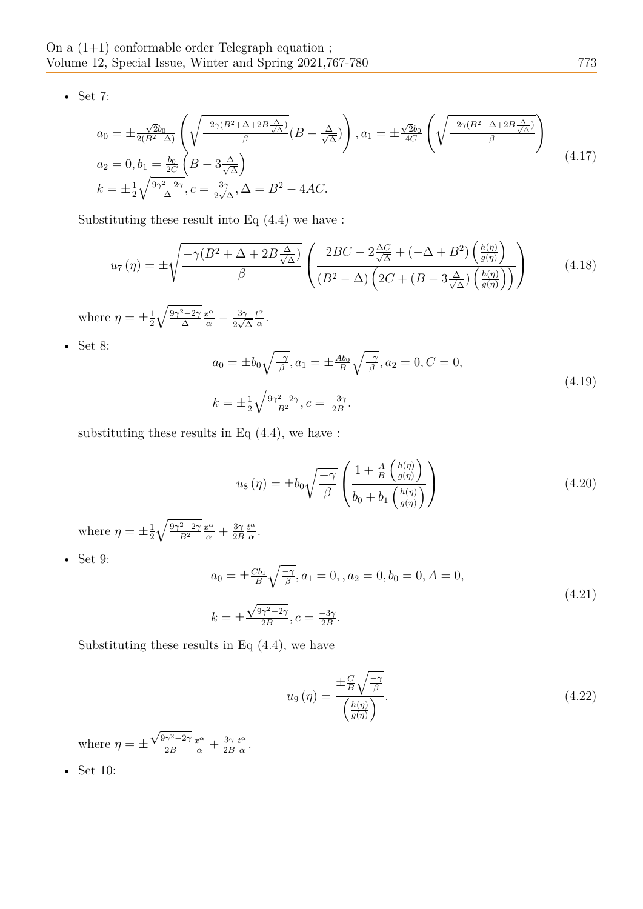- Set 7:

$$
\begin{aligned}
&a_0 = \pm\tfrac{\sqrt{2}b_0}{2(B^2-\Delta)}\left(\sqrt{\tfrac{-2\gamma(B^2+\Delta+2B\frac{\Delta}{\sqrt{\Delta}})}{\beta}}(B-\tfrac{\Delta}{\sqrt{\Delta}})\right), a_1 = \pm\tfrac{\sqrt{2}b_0}{4C}\left(\sqrt{\tfrac{-2\gamma(B^2+\Delta+2B\frac{\Delta}{\sqrt{\Delta}})}{\beta}}\right)\\
&a_2 = 0, b_1 = \tfrac{b_0}{2C}\left(B - 3\tfrac{\Delta}{\sqrt{\Delta}}\right)\\
&k = \pm\tfrac{1}{2}\sqrt{\tfrac{9\gamma^2-2\gamma}{\Delta}}, c = \tfrac{3\gamma}{2\sqrt{\Delta}}, \Delta = B^2 - 4AC.
\end{aligned}
\tag{4.17}
$$

Substituting these result into Eq (4.4) we have :

$$
u_7(\eta) = \pm\sqrt{\frac{-\gamma(B^2+\Delta+2B\frac{\Delta}{\sqrt{\Delta}})}{\beta}}\left(\frac{2BC - 2\frac{\Delta C}{\sqrt{\Delta}} + (-\Delta+B^2)\left(\frac{h(\eta)}{g(\eta)}\right)}{(B^2-\Delta)\left(2C + (B-3\frac{\Delta}{\sqrt{\Delta}})\left(\frac{h(\eta)}{g(\eta)}\right)\right)}\right)
\tag{4.18}
$$

where $\eta = \pm\frac{1}{2}\sqrt{\frac{9\gamma^2-2\gamma}{\Delta}}\frac{x^\alpha}{\alpha} - \frac{3\gamma}{2\sqrt{\Delta}}\frac{t^\alpha}{\alpha}$.

- Set 8:

$$
\begin{aligned}
&a_0 = \pm b_0\sqrt{\tfrac{-\gamma}{\beta}}, a_1 = \pm\tfrac{Ab_0}{B}\sqrt{\tfrac{-\gamma}{\beta}}, a_2 = 0, C = 0,\\
&k = \pm\tfrac{1}{2}\sqrt{\tfrac{9\gamma^2-2\gamma}{B^2}}, c = \tfrac{-3\gamma}{2B}.
\end{aligned}
\tag{4.19}
$$

substituting these results in Eq (4.4), we have :

$$
u_8(\eta) = \pm b_0\sqrt{\frac{-\gamma}{\beta}}\left(\frac{1 + \frac{A}{B}\left(\frac{h(\eta)}{g(\eta)}\right)}{b_0 + b_1\left(\frac{h(\eta)}{g(\eta)}\right)}\right)
\tag{4.20}
$$

where $\eta = \pm\frac{1}{2}\sqrt{\frac{9\gamma^2-2\gamma}{B^2}}\frac{x^\alpha}{\alpha} + \frac{3\gamma}{2B}\frac{t^\alpha}{\alpha}$.

- Set 9:

$$
\begin{aligned}
&a_0 = \pm\tfrac{Cb_1}{B}\sqrt{\tfrac{-\gamma}{\beta}}, a_1 = 0, , a_2 = 0, b_0 = 0, A = 0,\\
&k = \pm\tfrac{\sqrt{9\gamma^2-2\gamma}}{2B}, c = \tfrac{-3\gamma}{2B}.
\end{aligned}
\tag{4.21}
$$

Substituting these results in Eq (4.4), we have

$$
u_9(\eta) = \frac{\pm\frac{C}{B}\sqrt{\frac{-\gamma}{\beta}}}{\left(\frac{h(\eta)}{g(\eta)}\right)}.
\tag{4.22}
$$

where $\eta = \pm\frac{\sqrt{9\gamma^2-2\gamma}}{2B}\frac{x^\alpha}{\alpha} + \frac{3\gamma}{2B}\frac{t^\alpha}{\alpha}$.

- Set 10: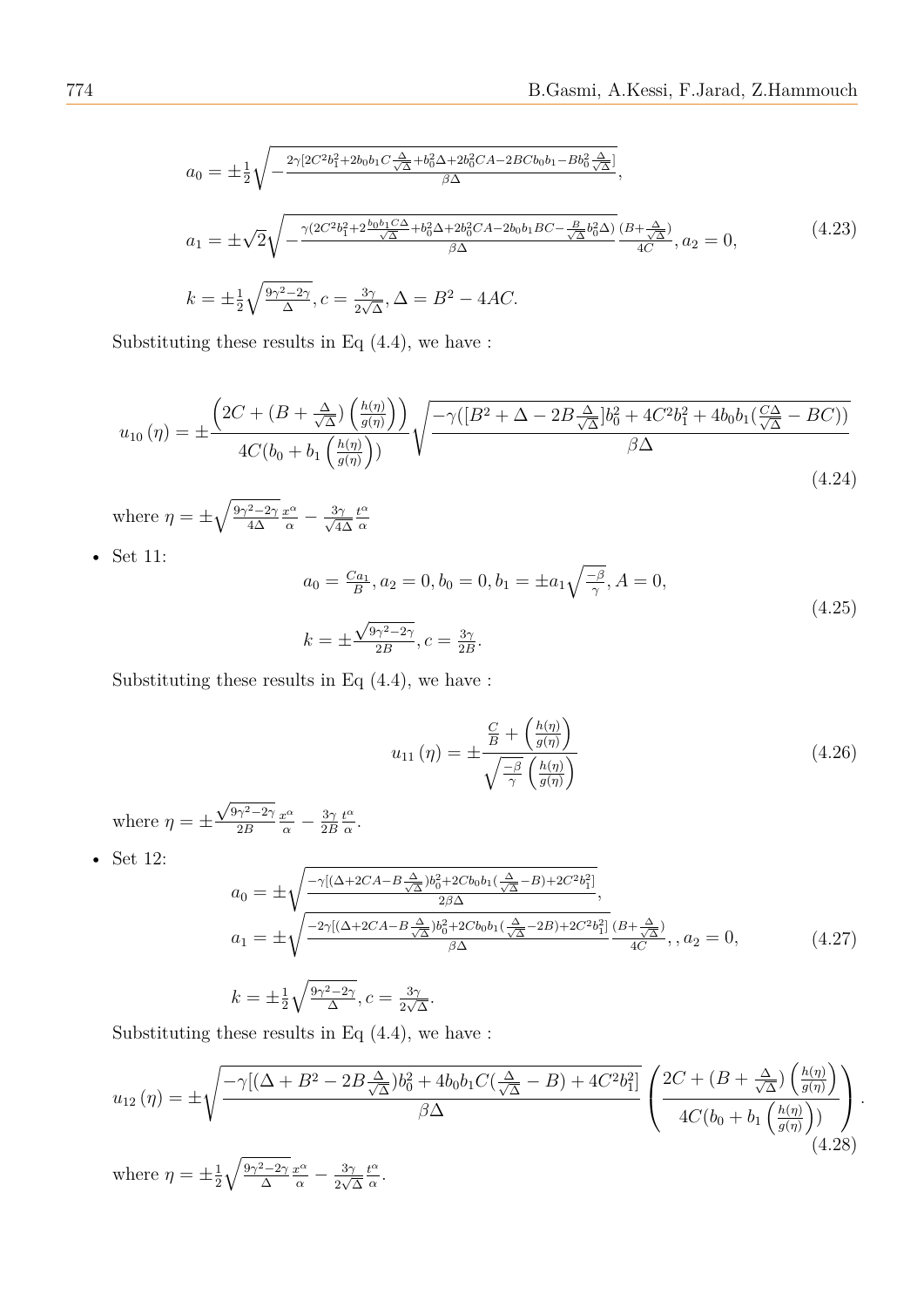$$a_0 = \pm\frac{1}{2}\sqrt{-\frac{2\gamma[2C^2b_1^2+2b_0b_1C\frac{\Delta}{\sqrt{\Delta}}+b_0^2\Delta+2b_0^2CA-2BCb_0b_1-Bb_0^2\frac{\Delta}{\sqrt{\Delta}}]}{\beta\Delta}},$$

$$a_1 = \pm\sqrt{2}\sqrt{-\frac{\gamma(2C^2b_1^2+2\frac{b_0b_1C\Delta}{\sqrt{\Delta}}+b_0^2\Delta+2b_0^2CA-2b_0b_1BC-\frac{B}{\sqrt{\Delta}}b_0^2\Delta)}{\beta\Delta}}\frac{(B+\frac{\Delta}{\sqrt{\Delta}})}{4C}, a_2 = 0, \tag{4.23}$$

$$k = \pm\frac{1}{2}\sqrt{\frac{9\gamma^2-2\gamma}{\Delta}}, c = \frac{3\gamma}{2\sqrt{\Delta}}, \Delta = B^2 - 4AC.$$

Substituting these results in Eq (4.4), we have :

$$u_{10}(\eta) = \pm\frac{\left(2C+(B+\frac{\Delta}{\sqrt{\Delta}})\left(\frac{h(\eta)}{g(\eta)}\right)\right)}{4C(b_0+b_1\left(\frac{h(\eta)}{g(\eta)}\right))}\sqrt{\frac{-\gamma([B^2+\Delta-2B\frac{\Delta}{\sqrt{\Delta}}]b_0^2+4C^2b_1^2+4b_0b_1(\frac{C\Delta}{\sqrt{\Delta}}-BC))}{\beta\Delta}} \tag{4.24}$$

where $\eta = \pm\sqrt{\frac{9\gamma^2-2\gamma}{4\Delta}}\frac{x^\alpha}{\alpha} - \frac{3\gamma}{\sqrt{4\Delta}}\frac{t^\alpha}{\alpha}$

- Set 11:

$$a_0 = \frac{Ca_1}{B}, a_2 = 0, b_0 = 0, b_1 = \pm a_1\sqrt{\frac{-\beta}{\gamma}}, A = 0,$$
$$k = \pm\frac{\sqrt{9\gamma^2-2\gamma}}{2B}, c = \frac{3\gamma}{2B}. \tag{4.25}$$

Substituting these results in Eq (4.4), we have :

$$u_{11}(\eta) = \pm\frac{\frac{C}{B}+\left(\frac{h(\eta)}{g(\eta)}\right)}{\sqrt{\frac{-\beta}{\gamma}}\left(\frac{h(\eta)}{g(\eta)}\right)} \tag{4.26}$$

where $\eta = \pm\frac{\sqrt{9\gamma^2-2\gamma}}{2B}\frac{x^\alpha}{\alpha} - \frac{3\gamma}{2B}\frac{t^\alpha}{\alpha}$.

- Set 12:

$$a_0 = \pm\sqrt{\frac{-\gamma[(\Delta+2CA-B\frac{\Delta}{\sqrt{\Delta}})b_0^2+2Cb_0b_1(\frac{\Delta}{\sqrt{\Delta}}-B)+2C^2b_1^2]}{2\beta\Delta}},$$
$$a_1 = \pm\sqrt{\frac{-2\gamma[(\Delta+2CA-B\frac{\Delta}{\sqrt{\Delta}})b_0^2+2Cb_0b_1(\frac{\Delta}{\sqrt{\Delta}}-2B)+2C^2b_1^2]}{\beta\Delta}}\frac{(B+\frac{\Delta}{\sqrt{\Delta}})}{4C},, a_2 = 0, \tag{4.27}$$
$$k = \pm\frac{1}{2}\sqrt{\frac{9\gamma^2-2\gamma}{\Delta}}, c = \frac{3\gamma}{2\sqrt{\Delta}}.$$

Substituting these results in Eq (4.4), we have :

$$u_{12}(\eta) = \pm\sqrt{\frac{-\gamma[(\Delta+B^2-2B\frac{\Delta}{\sqrt{\Delta}})b_0^2+4b_0b_1C(\frac{\Delta}{\sqrt{\Delta}}-B)+4C^2b_1^2]}{\beta\Delta}}\left(\frac{2C+(B+\frac{\Delta}{\sqrt{\Delta}})\left(\frac{h(\eta)}{g(\eta)}\right)}{4C(b_0+b_1\left(\frac{h(\eta)}{g(\eta)}\right))}\right). \tag{4.28}$$

where $\eta = \pm\frac{1}{2}\sqrt{\frac{9\gamma^2-2\gamma}{\Delta}}\frac{x^\alpha}{\alpha} - \frac{3\gamma}{2\sqrt{\Delta}}\frac{t^\alpha}{\alpha}$.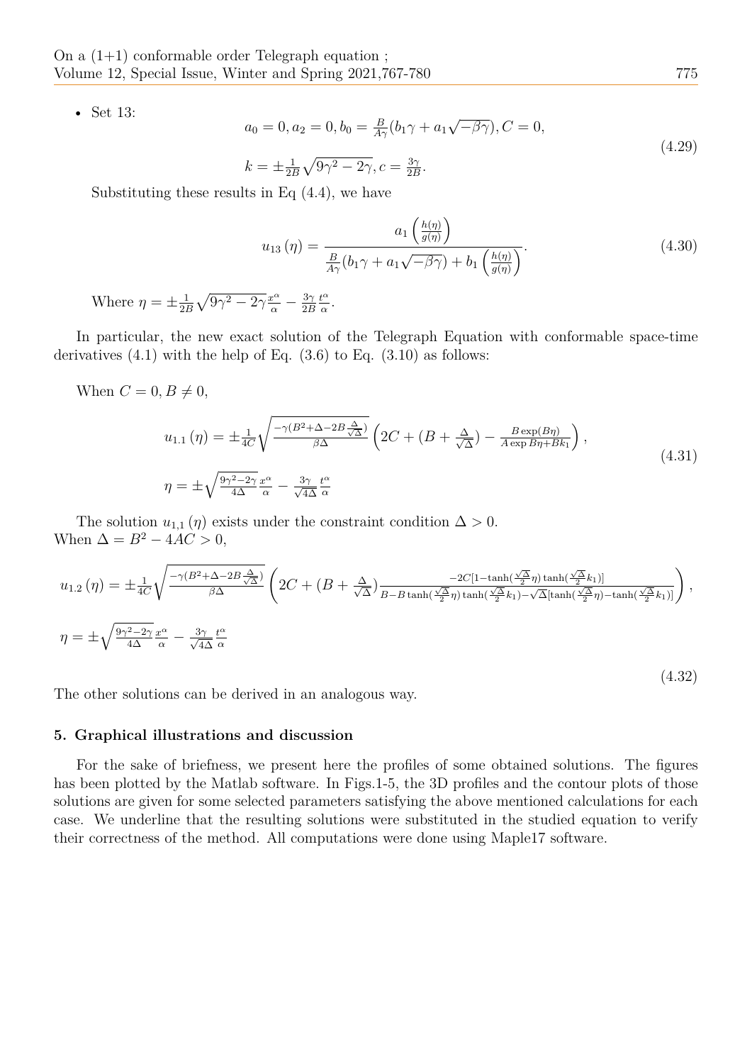- Set 13:

$$
\begin{aligned}
&a_0 = 0, a_2 = 0, b_0 = \tfrac{B}{A\gamma}(b_1\gamma + a_1\sqrt{-\beta\gamma}), C = 0, \\
&k = \pm\tfrac{1}{2B}\sqrt{9\gamma^2 - 2\gamma}, c = \tfrac{3\gamma}{2B}.
\end{aligned}
\tag{4.29}
$$

Substituting these results in Eq (4.4), we have

$$
u_{13}(\eta) = \frac{a_1\left(\frac{h(\eta)}{g(\eta)}\right)}{\frac{B}{A\gamma}(b_1\gamma + a_1\sqrt{-\beta\gamma}) + b_1\left(\frac{h(\eta)}{g(\eta)}\right)}. \tag{4.30}
$$

Where $\eta = \pm\frac{1}{2B}\sqrt{9\gamma^2 - 2\gamma}\frac{x^\alpha}{\alpha} - \frac{3\gamma}{2B}\frac{t^\alpha}{\alpha}$.

In particular, the new exact solution of the Telegraph Equation with conformable space-time derivatives (4.1) with the help of Eq. (3.6) to Eq. (3.10) as follows:

When $C = 0, B \neq 0$,

$$
\begin{aligned}
&u_{1.1}(\eta) = \pm\tfrac{1}{4C}\sqrt{\tfrac{-\gamma(B^2+\Delta-2B\frac{\Delta}{\sqrt{\Delta}})}{\beta\Delta}}\left(2C + (B + \tfrac{\Delta}{\sqrt{\Delta}}) - \tfrac{B\exp(B\eta)}{A\exp B\eta + Bk_1}\right), \\
&\eta = \pm\sqrt{\tfrac{9\gamma^2-2\gamma}{4\Delta}}\tfrac{x^\alpha}{\alpha} - \tfrac{3\gamma}{\sqrt{4\Delta}}\tfrac{t^\alpha}{\alpha}
\end{aligned}
\tag{4.31}
$$

The solution $u_{1,1}(\eta)$ exists under the constraint condition $\Delta > 0$.
When $\Delta = B^2 - 4AC > 0$,

$$
\begin{aligned}
&u_{1.2}(\eta) = \pm\tfrac{1}{4C}\sqrt{\tfrac{-\gamma(B^2+\Delta-2B\frac{\Delta}{\sqrt{\Delta}})}{\beta\Delta}}\left(2C + (B + \tfrac{\Delta}{\sqrt{\Delta}})\tfrac{-2C[1-\tanh(\frac{\sqrt{\Delta}}{2}\eta)\tanh(\frac{\sqrt{\Delta}}{2}k_1)]}{B - B\tanh(\frac{\sqrt{\Delta}}{2}\eta)\tanh(\frac{\sqrt{\Delta}}{2}k_1) - \sqrt{\Delta}[\tanh(\frac{\sqrt{\Delta}}{2}\eta) - \tanh(\frac{\sqrt{\Delta}}{2}k_1)]}\right), \\
&\eta = \pm\sqrt{\tfrac{9\gamma^2-2\gamma}{4\Delta}}\tfrac{x^\alpha}{\alpha} - \tfrac{3\gamma}{\sqrt{4\Delta}}\tfrac{t^\alpha}{\alpha}
\end{aligned}
\tag{4.32}
$$

The other solutions can be derived in an analogous way.

## 5. Graphical illustrations and discussion

For the sake of briefness, we present here the profiles of some obtained solutions. The figures has been plotted by the Matlab software. In Figs.1-5, the 3D profiles and the contour plots of those solutions are given for some selected parameters satisfying the above mentioned calculations for each case. We underline that the resulting solutions were substituted in the studied equation to verify their correctness of the method. All computations were done using Maple17 software.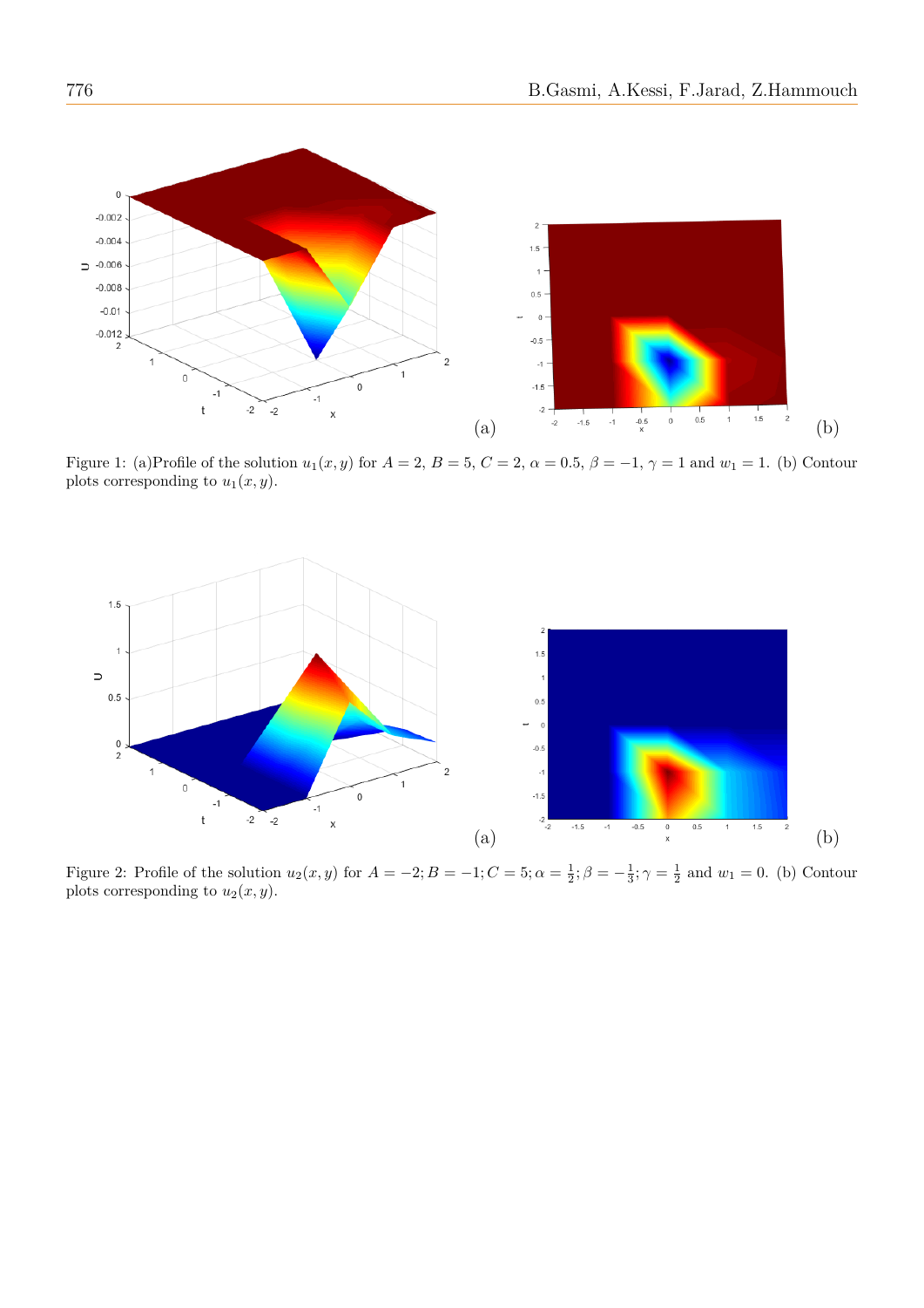Figure 1: (a)Profile of the solution $u_1(x, y)$ for $A = 2$, $B = 5$, $C = 2$, $\alpha = 0.5$, $\beta = -1$, $\gamma = 1$ and $w_1 = 1$. (b) Contour plots corresponding to $u_1(x, y)$.

Figure 2: Profile of the solution $u_2(x, y)$ for $A = -2; B = -1; C = 5; \alpha = \frac{1}{2}; \beta = -\frac{1}{3}; \gamma = \frac{1}{2}$ and $w_1 = 0$. (b) Contour plots corresponding to $u_2(x, y)$.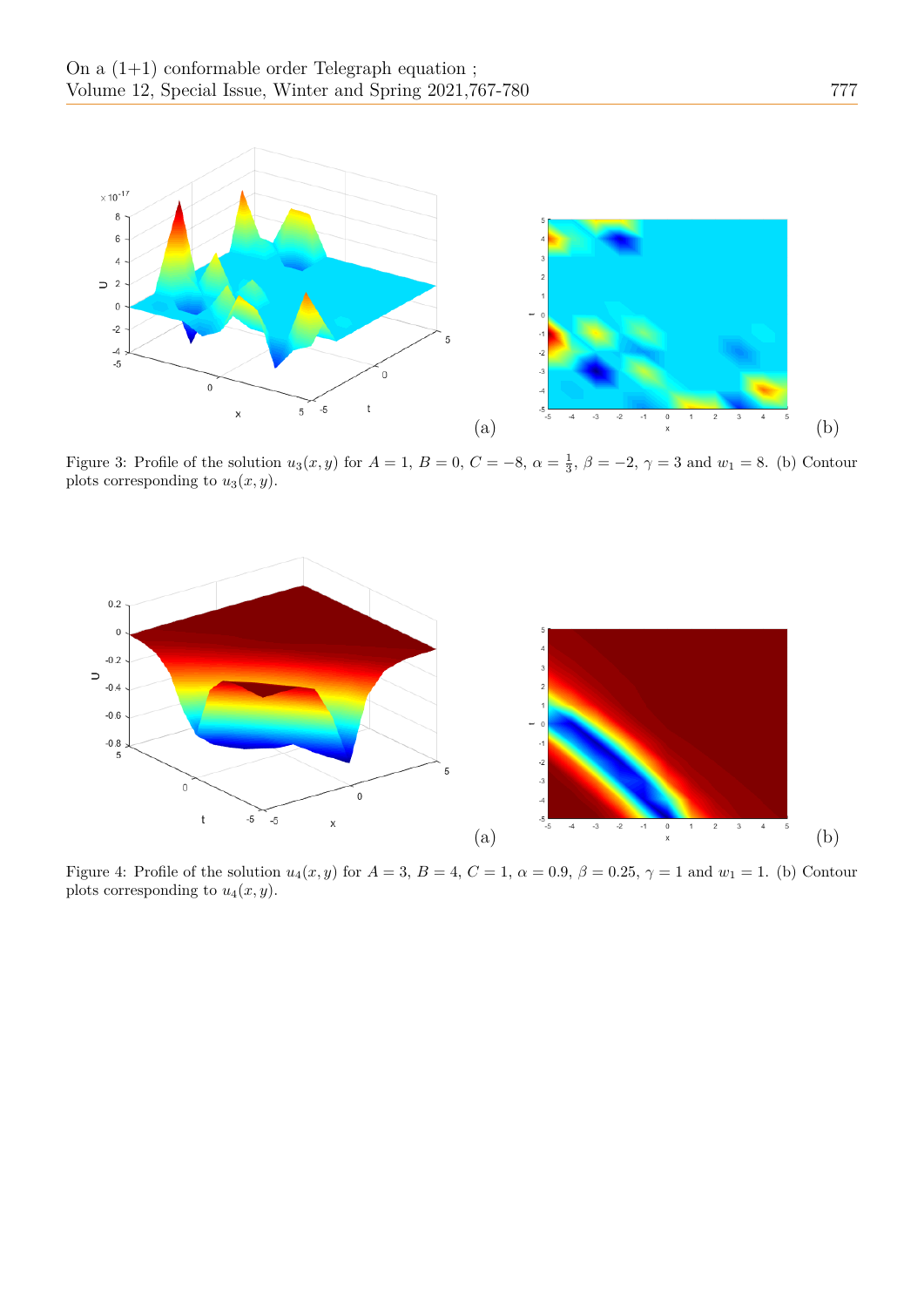Figure 3: Profile of the solution $u_3(x, y)$ for $A = 1$, $B = 0$, $C = -8$, $\alpha = \frac{1}{3}$, $\beta = -2$, $\gamma = 3$ and $w_1 = 8$. (b) Contour plots corresponding to $u_3(x, y)$.

Figure 4: Profile of the solution $u_4(x, y)$ for $A = 3$, $B = 4$, $C = 1$, $\alpha = 0.9$, $\beta = 0.25$, $\gamma = 1$ and $w_1 = 1$. (b) Contour plots corresponding to $u_4(x, y)$.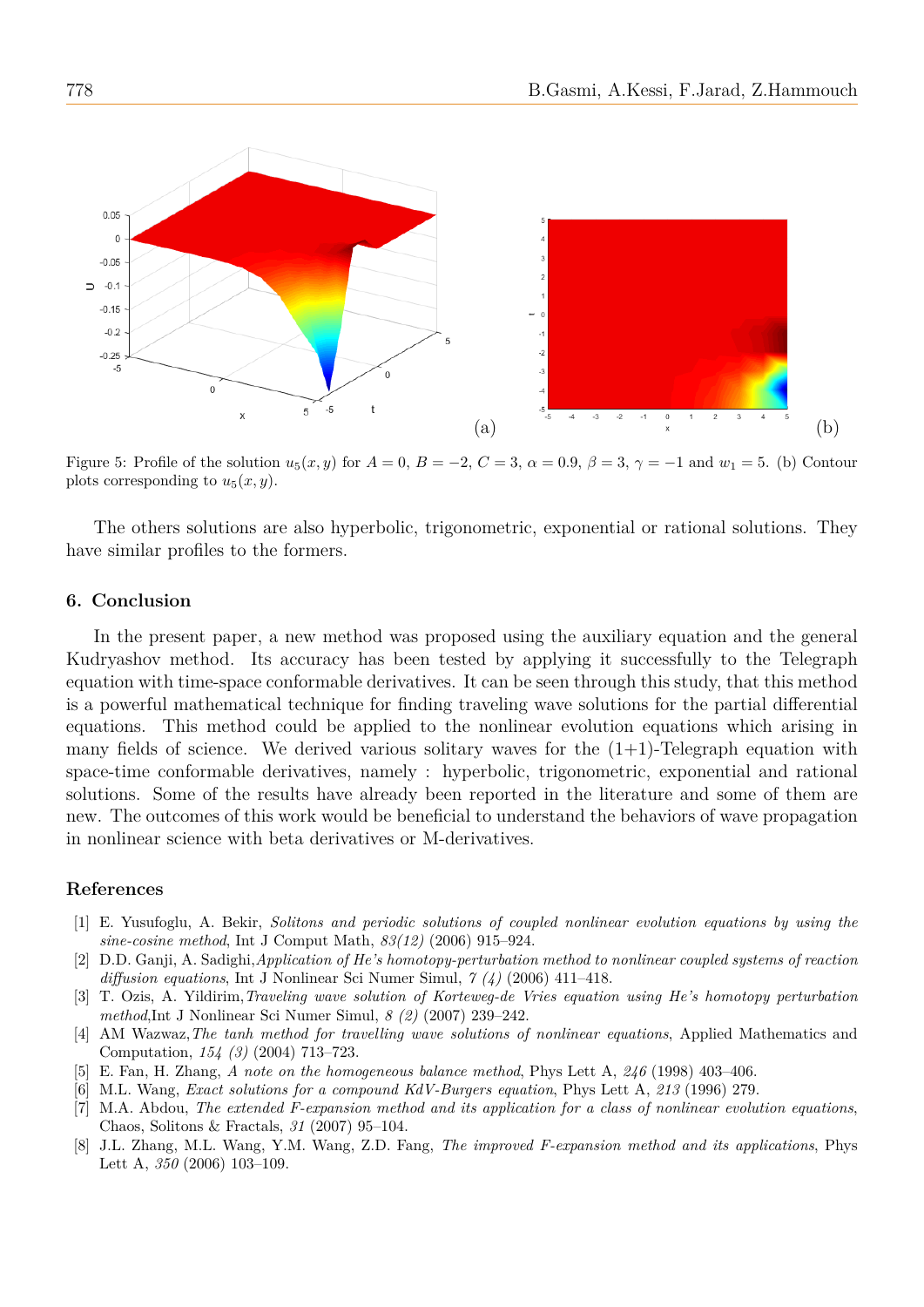Figure 5: Profile of the solution $u_5(x, y)$ for $A = 0$, $B = -2$, $C = 3$, $\alpha = 0.9$, $\beta = 3$, $\gamma = -1$ and $w_1 = 5$. (b) Contour plots corresponding to $u_5(x, y)$.

The others solutions are also hyperbolic, trigonometric, exponential or rational solutions. They have similar profiles to the formers.

## 6. Conclusion

In the present paper, a new method was proposed using the auxiliary equation and the general Kudryashov method. Its accuracy has been tested by applying it successfully to the Telegraph equation with time-space conformable derivatives. It can be seen through this study, that this method is a powerful mathematical technique for finding traveling wave solutions for the partial differential equations. This method could be applied to the nonlinear evolution equations which arising in many fields of science. We derived various solitary waves for the (1+1)-Telegraph equation with space-time conformable derivatives, namely : hyperbolic, trigonometric, exponential and rational solutions. Some of the results have already been reported in the literature and some of them are new. The outcomes of this work would be beneficial to understand the behaviors of wave propagation in nonlinear science with beta derivatives or M-derivatives.

## References

[1] E. Yusufoglu, A. Bekir, *Solitons and periodic solutions of coupled nonlinear evolution equations by using the sine-cosine method*, Int J Comput Math, *83(12)* (2006) 915–924.

[2] D.D. Ganji, A. Sadighi, *Application of He's homotopy-perturbation method to nonlinear coupled systems of reaction diffusion equations*, Int J Nonlinear Sci Numer Simul, *7 (4)* (2006) 411–418.

[3] T. Ozis, A. Yildirim, *Traveling wave solution of Korteweg-de Vries equation using He's homotopy perturbation method*, Int J Nonlinear Sci Numer Simul, *8 (2)* (2007) 239–242.

[4] AM Wazwaz, *The tanh method for travelling wave solutions of nonlinear equations*, Applied Mathematics and Computation, *154 (3)* (2004) 713–723.

[5] E. Fan, H. Zhang, *A note on the homogeneous balance method*, Phys Lett A, *246* (1998) 403–406.

[6] M.L. Wang, *Exact solutions for a compound KdV-Burgers equation*, Phys Lett A, *213* (1996) 279.

[7] M.A. Abdou, *The extended F-expansion method and its application for a class of nonlinear evolution equations*, Chaos, Solitons & Fractals, *31* (2007) 95–104.

[8] J.L. Zhang, M.L. Wang, Y.M. Wang, Z.D. Fang, *The improved F-expansion method and its applications*, Phys Lett A, *350* (2006) 103–109.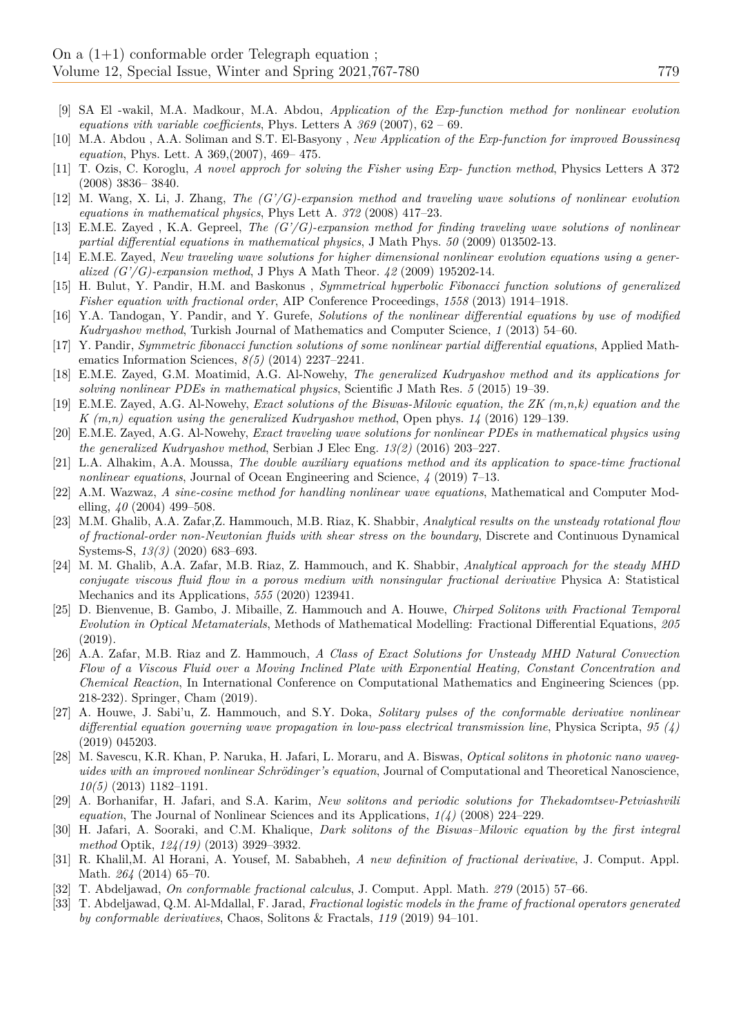[9] SA El -wakil, M.A. Madkour, M.A. Abdou, *Application of the Exp-function method for nonlinear evolution equations vith variable coefficients*, Phys. Letters A *369* (2007), 62 – 69.

[10] M.A. Abdou , A.A. Soliman and S.T. El-Basyony , *New Application of the Exp-function for improved Boussinesq equation*, Phys. Lett. A 369,(2007), 469– 475.

[11] T. Ozis, C. Koroglu, *A novel approch for solving the Fisher using Exp- function method*, Physics Letters A 372 (2008) 3836– 3840.

[12] M. Wang, X. Li, J. Zhang, *The (G'/G)-expansion method and traveling wave solutions of nonlinear evolution equations in mathematical physics*, Phys Lett A. *372* (2008) 417–23.

[13] E.M.E. Zayed , K.A. Gepreel, *The (G'/G)-expansion method for finding traveling wave solutions of nonlinear partial differential equations in mathematical physics*, J Math Phys. *50* (2009) 013502-13.

[14] E.M.E. Zayed, *New traveling wave solutions for higher dimensional nonlinear evolution equations using a generalized (G'/G)-expansion method*, J Phys A Math Theor. *42* (2009) 195202-14.

[15] H. Bulut, Y. Pandir, H.M. and Baskonus , *Symmetrical hyperbolic Fibonacci function solutions of generalized Fisher equation with fractional order*, AIP Conference Proceedings, *1558* (2013) 1914–1918.

[16] Y.A. Tandogan, Y. Pandir, and Y. Gurefe, *Solutions of the nonlinear differential equations by use of modified Kudryashov method*, Turkish Journal of Mathematics and Computer Science, *1* (2013) 54–60.

[17] Y. Pandir, *Symmetric fibonacci function solutions of some nonlinear partial differential equations*, Applied Mathematics Information Sciences, *8(5)* (2014) 2237–2241.

[18] E.M.E. Zayed, G.M. Moatimid, A.G. Al-Nowehy, *The generalized Kudryashov method and its applications for solving nonlinear PDEs in mathematical physics*, Scientific J Math Res. *5* (2015) 19–39.

[19] E.M.E. Zayed, A.G. Al-Nowehy, *Exact solutions of the Biswas-Milovic equation, the ZK (m,n,k) equation and the K (m,n) equation using the generalized Kudryashov method*, Open phys. *14* (2016) 129–139.

[20] E.M.E. Zayed, A.G. Al-Nowehy, *Exact traveling wave solutions for nonlinear PDEs in mathematical physics using the generalized Kudryashov method*, Serbian J Elec Eng. *13(2)* (2016) 203–227.

[21] L.A. Alhakim, A.A. Moussa, *The double auxiliary equations method and its application to space-time fractional nonlinear equations*, Journal of Ocean Engineering and Science, *4* (2019) 7–13.

[22] A.M. Wazwaz, *A sine-cosine method for handling nonlinear wave equations*, Mathematical and Computer Modelling, *40* (2004) 499–508.

[23] M.M. Ghalib, A.A. Zafar,Z. Hammouch, M.B. Riaz, K. Shabbir, *Analytical results on the unsteady rotational flow of fractional-order non-Newtonian fluids with shear stress on the boundary*, Discrete and Continuous Dynamical Systems-S, *13(3)* (2020) 683–693.

[24] M. M. Ghalib, A.A. Zafar, M.B. Riaz, Z. Hammouch, and K. Shabbir, *Analytical approach for the steady MHD conjugate viscous fluid flow in a porous medium with nonsingular fractional derivative* Physica A: Statistical Mechanics and its Applications, *555* (2020) 123941.

[25] D. Bienvenue, B. Gambo, J. Mibaille, Z. Hammouch and A. Houwe, *Chirped Solitons with Fractional Temporal Evolution in Optical Metamaterials*, Methods of Mathematical Modelling: Fractional Differential Equations, *205* (2019).

[26] A.A. Zafar, M.B. Riaz and Z. Hammouch, *A Class of Exact Solutions for Unsteady MHD Natural Convection Flow of a Viscous Fluid over a Moving Inclined Plate with Exponential Heating, Constant Concentration and Chemical Reaction*, In International Conference on Computational Mathematics and Engineering Sciences (pp. 218-232). Springer, Cham (2019).

[27] A. Houwe, J. Sabi'u, Z. Hammouch, and S.Y. Doka, *Solitary pulses of the conformable derivative nonlinear differential equation governing wave propagation in low-pass electrical transmission line*, Physica Scripta, *95 (4)* (2019) 045203.

[28] M. Savescu, K.R. Khan, P. Naruka, H. Jafari, L. Moraru, and A. Biswas, *Optical solitons in photonic nano waveguides with an improved nonlinear Schrödinger's equation*, Journal of Computational and Theoretical Nanoscience, *10(5)* (2013) 1182–1191.

[29] A. Borhanifar, H. Jafari, and S.A. Karim, *New solitons and periodic solutions for Thekadomtsev-Petviashvili equation*, The Journal of Nonlinear Sciences and its Applications, *1(4)* (2008) 224–229.

[30] H. Jafari, A. Sooraki, and C.M. Khalique, *Dark solitons of the Biswas–Milovic equation by the first integral method* Optik, *124(19)* (2013) 3929–3932.

[31] R. Khalil,M. Al Horani, A. Yousef, M. Sababheh, *A new definition of fractional derivative*, J. Comput. Appl. Math. *264* (2014) 65–70.

[32] T. Abdeljawad, *On conformable fractional calculus*, J. Comput. Appl. Math. *279* (2015) 57–66.

[33] T. Abdeljawad, Q.M. Al-Mdallal, F. Jarad, *Fractional logistic models in the frame of fractional operators generated by conformable derivatives*, Chaos, Solitons & Fractals, *119* (2019) 94–101.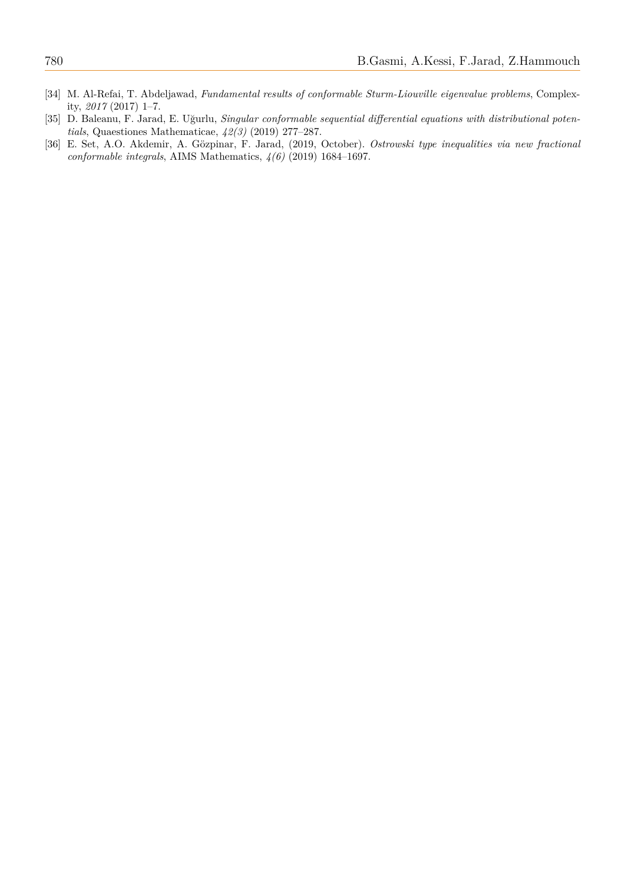[34] M. Al-Refai, T. Abdeljawad, *Fundamental results of conformable Sturm-Liouville eigenvalue problems*, Complexity, *2017* (2017) 1–7.

[35] D. Baleanu, F. Jarad, E. Uğurlu, *Singular conformable sequential differential equations with distributional potentials*, Quaestiones Mathematicae, *42(3)* (2019) 277–287.

[36] E. Set, A.O. Akdemir, A. Gözpinar, F. Jarad, (2019, October). *Ostrowski type inequalities via new fractional conformable integrals*, AIMS Mathematics, *4(6)* (2019) 1684–1697.